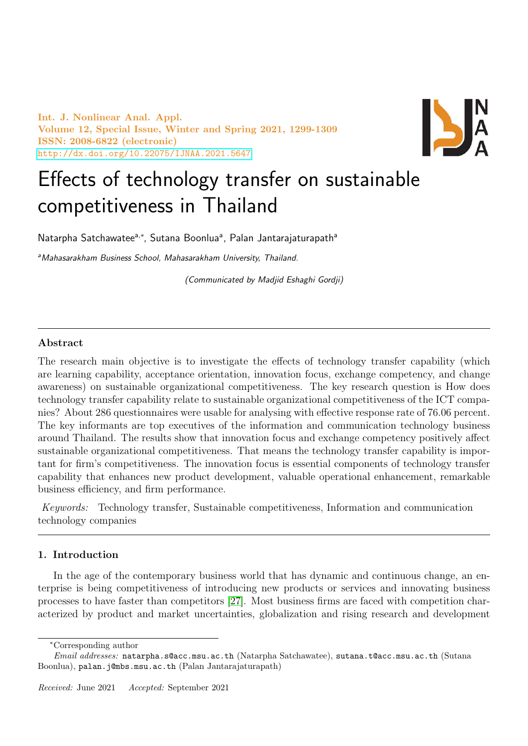# Effects of technology transfer on sustainable competitiveness in Thailand

Natarpha Satchawatee[a,*], Sutana Boonlua[a], Palan Jantarajaturapath[a]

[a]*Mahasarakham Business School, Mahasarakham University, Thailand.*

*(Communicated by Madjid Eshaghi Gordji)*

---

### Abstract

The research main objective is to investigate the effects of technology transfer capability (which are learning capability, acceptance orientation, innovation focus, exchange competency, and change awareness) on sustainable organizational competitiveness. The key research question is How does technology transfer capability relate to sustainable organizational competitiveness of the ICT companies? About 286 questionnaires were usable for analysing with effective response rate of 76.06 percent. The key informants are top executives of the information and communication technology business around Thailand. The results show that innovation focus and exchange competency positively affect sustainable organizational competitiveness. That means the technology transfer capability is important for firm's competitiveness. The innovation focus is essential components of technology transfer capability that enhances new product development, valuable operational enhancement, remarkable business efficiency, and firm performance.

*Keywords:* Technology transfer, Sustainable competitiveness, Information and communication technology companies

---

## 1. Introduction

In the age of the contemporary business world that has dynamic and continuous change, an enterprise is being competitiveness of introducing new products or services and innovating business processes to have faster than competitors [27]. Most business firms are faced with competition characterized by product and market uncertainties, globalization and rising research and development

---

*Corresponding author

*Email addresses:* natarpha.s@acc.msu.ac.th (Natarpha Satchawatee), sutana.t@acc.msu.ac.th (Sutana Boonlua), palan.j@mbs.msu.ac.th (Palan Jantarajaturapath)

*Received:* June 2021 *Accepted:* September 2021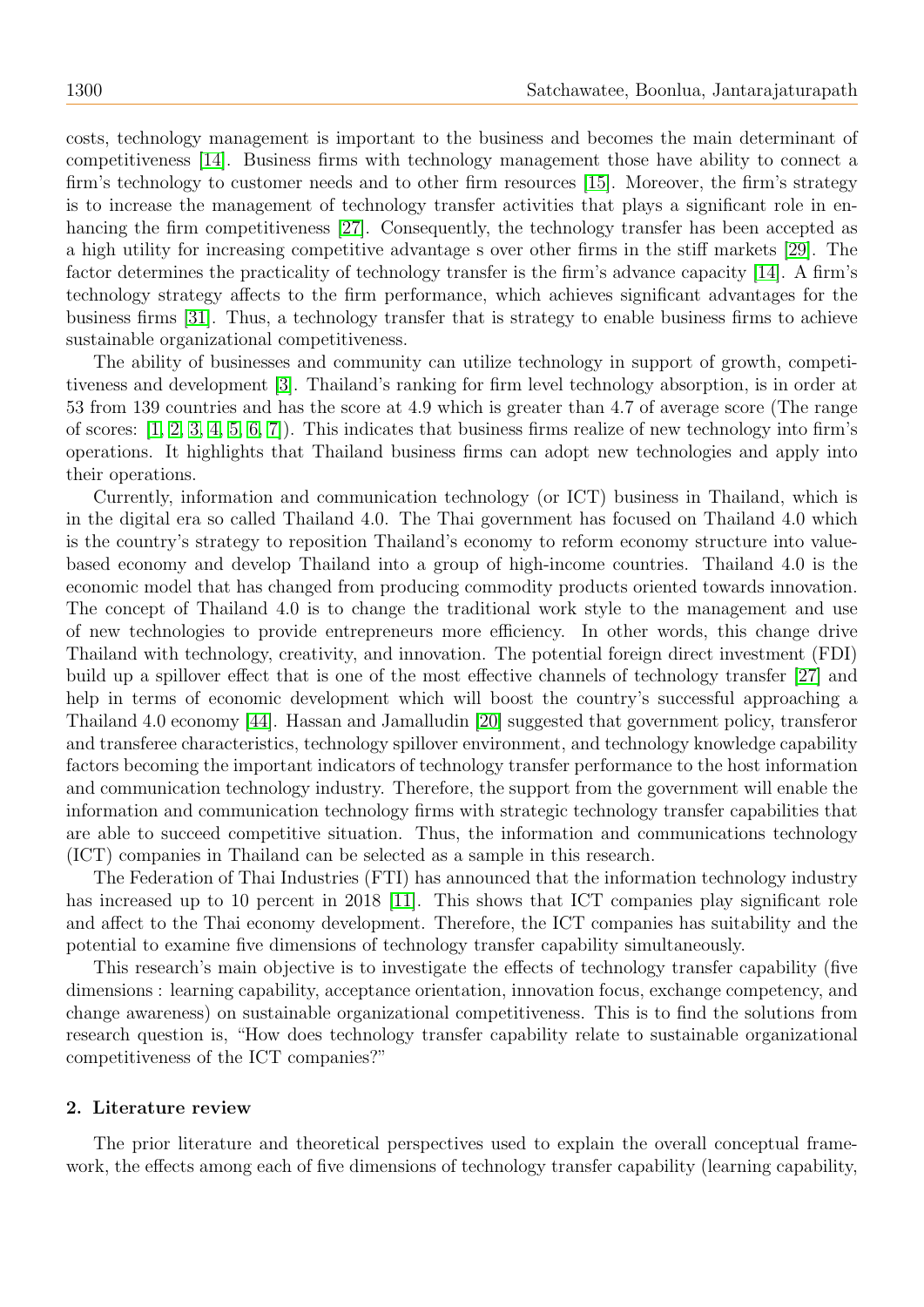costs, technology management is important to the business and becomes the main determinant of competitiveness [14]. Business firms with technology management those have ability to connect a firm's technology to customer needs and to other firm resources [15]. Moreover, the firm's strategy is to increase the management of technology transfer activities that plays a significant role in enhancing the firm competitiveness [27]. Consequently, the technology transfer has been accepted as a high utility for increasing competitive advantage s over other firms in the stiff markets [29]. The factor determines the practicality of technology transfer is the firm's advance capacity [14]. A firm's technology strategy affects to the firm performance, which achieves significant advantages for the business firms [31]. Thus, a technology transfer that is strategy to enable business firms to achieve sustainable organizational competitiveness.

The ability of businesses and community can utilize technology in support of growth, competitiveness and development [3]. Thailand's ranking for firm level technology absorption, is in order at 53 from 139 countries and has the score at 4.9 which is greater than 4.7 of average score (The range of scores: [1, 2, 3, 4, 5, 6, 7]). This indicates that business firms realize of new technology into firm's operations. It highlights that Thailand business firms can adopt new technologies and apply into their operations.

Currently, information and communication technology (or ICT) business in Thailand, which is in the digital era so called Thailand 4.0. The Thai government has focused on Thailand 4.0 which is the country's strategy to reposition Thailand's economy to reform economy structure into value-based economy and develop Thailand into a group of high-income countries. Thailand 4.0 is the economic model that has changed from producing commodity products oriented towards innovation. The concept of Thailand 4.0 is to change the traditional work style to the management and use of new technologies to provide entrepreneurs more efficiency. In other words, this change drive Thailand with technology, creativity, and innovation. The potential foreign direct investment (FDI) build up a spillover effect that is one of the most effective channels of technology transfer [27] and help in terms of economic development which will boost the country's successful approaching a Thailand 4.0 economy [44]. Hassan and Jamalludin [20] suggested that government policy, transferor and transferee characteristics, technology spillover environment, and technology knowledge capability factors becoming the important indicators of technology transfer performance to the host information and communication technology industry. Therefore, the support from the government will enable the information and communication technology firms with strategic technology transfer capabilities that are able to succeed competitive situation. Thus, the information and communications technology (ICT) companies in Thailand can be selected as a sample in this research.

The Federation of Thai Industries (FTI) has announced that the information technology industry has increased up to 10 percent in 2018 [11]. This shows that ICT companies play significant role and affect to the Thai economy development. Therefore, the ICT companies has suitability and the potential to examine five dimensions of technology transfer capability simultaneously.

This research's main objective is to investigate the effects of technology transfer capability (five dimensions : learning capability, acceptance orientation, innovation focus, exchange competency, and change awareness) on sustainable organizational competitiveness. This is to find the solutions from research question is, "How does technology transfer capability relate to sustainable organizational competitiveness of the ICT companies?"

## 2. Literature review

The prior literature and theoretical perspectives used to explain the overall conceptual framework, the effects among each of five dimensions of technology transfer capability (learning capability,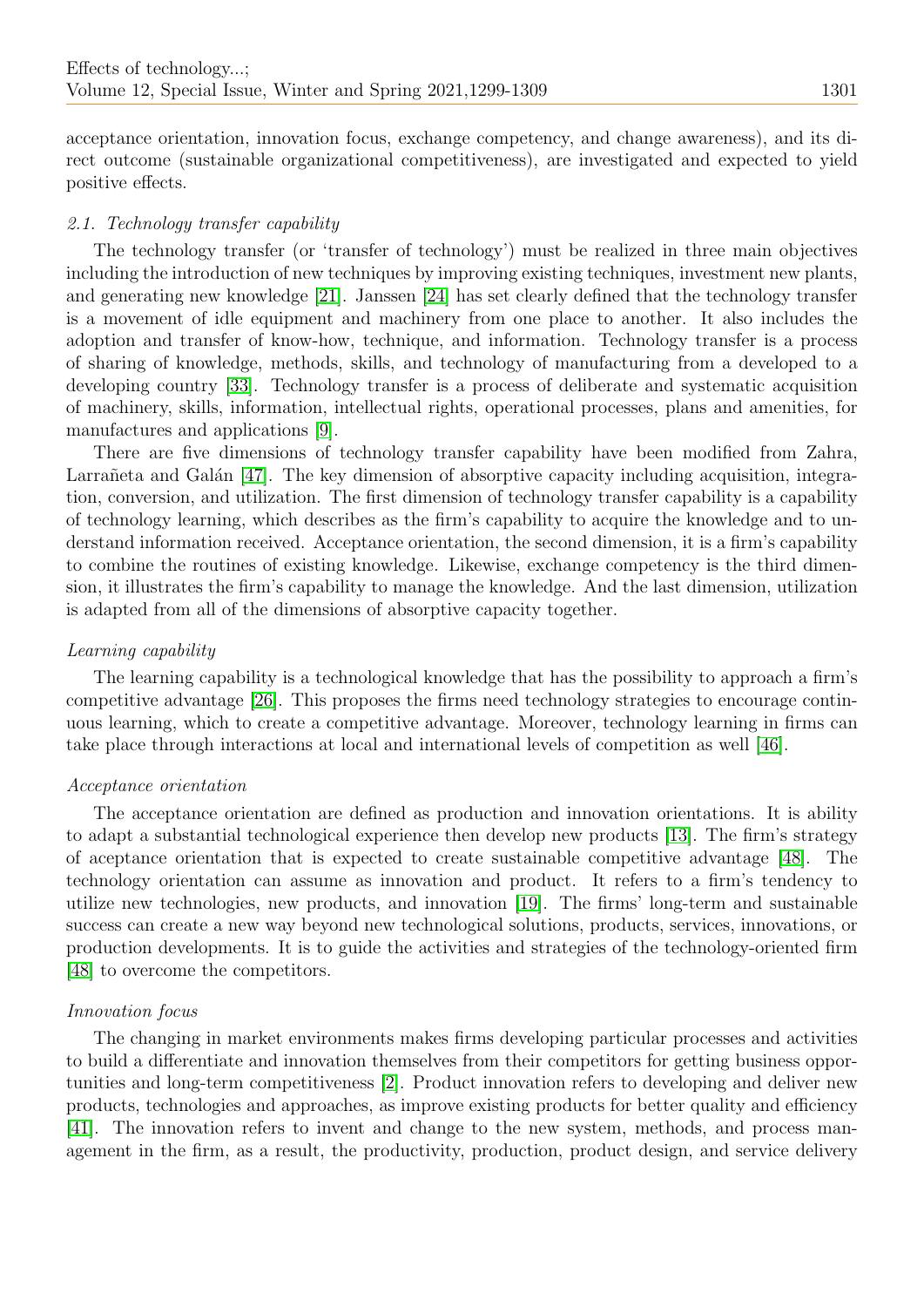acceptance orientation, innovation focus, exchange competency, and change awareness), and its direct outcome (sustainable organizational competitiveness), are investigated and expected to yield positive effects.

### *2.1. Technology transfer capability*

The technology transfer (or 'transfer of technology') must be realized in three main objectives including the introduction of new techniques by improving existing techniques, investment new plants, and generating new knowledge [21]. Janssen [24] has set clearly defined that the technology transfer is a movement of idle equipment and machinery from one place to another. It also includes the adoption and transfer of know-how, technique, and information. Technology transfer is a process of sharing of knowledge, methods, skills, and technology of manufacturing from a developed to a developing country [33]. Technology transfer is a process of deliberate and systematic acquisition of machinery, skills, information, intellectual rights, operational processes, plans and amenities, for manufactures and applications [9].

There are five dimensions of technology transfer capability have been modified from Zahra, Larrañeta and Galán [47]. The key dimension of absorptive capacity including acquisition, integration, conversion, and utilization. The first dimension of technology transfer capability is a capability of technology learning, which describes as the firm's capability to acquire the knowledge and to understand information received. Acceptance orientation, the second dimension, it is a firm's capability to combine the routines of existing knowledge. Likewise, exchange competency is the third dimension, it illustrates the firm's capability to manage the knowledge. And the last dimension, utilization is adapted from all of the dimensions of absorptive capacity together.

*Learning capability*

The learning capability is a technological knowledge that has the possibility to approach a firm's competitive advantage [26]. This proposes the firms need technology strategies to encourage continuous learning, which to create a competitive advantage. Moreover, technology learning in firms can take place through interactions at local and international levels of competition as well [46].

*Acceptance orientation*

The acceptance orientation are defined as production and innovation orientations. It is ability to adapt a substantial technological experience then develop new products [13]. The firm's strategy of aceptance orientation that is expected to create sustainable competitive advantage [48]. The technology orientation can assume as innovation and product. It refers to a firm's tendency to utilize new technologies, new products, and innovation [19]. The firms' long-term and sustainable success can create a new way beyond new technological solutions, products, services, innovations, or production developments. It is to guide the activities and strategies of the technology-oriented firm [48] to overcome the competitors.

*Innovation focus*

The changing in market environments makes firms developing particular processes and activities to build a differentiate and innovation themselves from their competitors for getting business opportunities and long-term competitiveness [2]. Product innovation refers to developing and deliver new products, technologies and approaches, as improve existing products for better quality and efficiency [41]. The innovation refers to invent and change to the new system, methods, and process management in the firm, as a result, the productivity, production, product design, and service delivery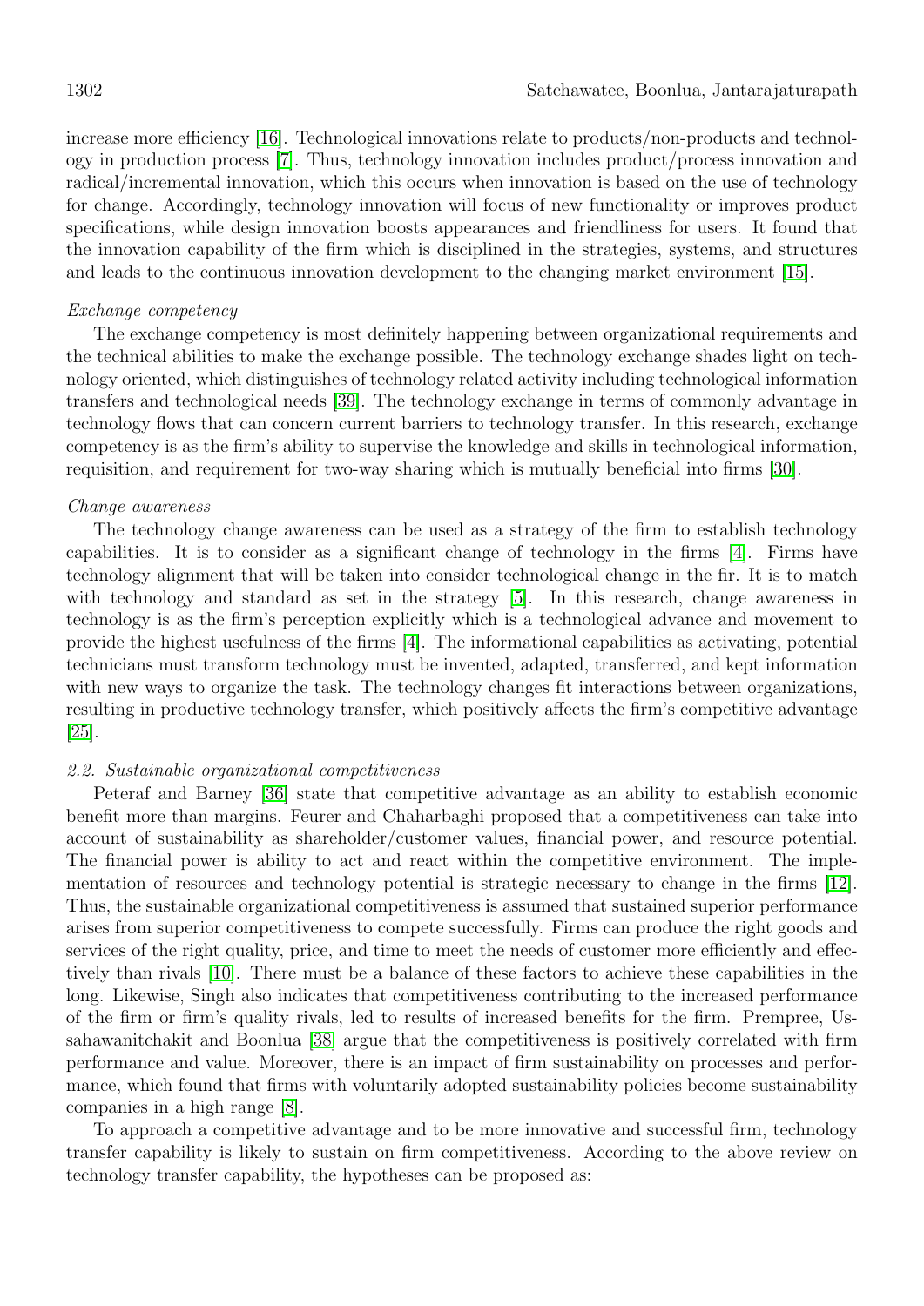increase more efficiency [16]. Technological innovations relate to products/non-products and technology in production process [7]. Thus, technology innovation includes product/process innovation and radical/incremental innovation, which this occurs when innovation is based on the use of technology for change. Accordingly, technology innovation will focus of new functionality or improves product specifications, while design innovation boosts appearances and friendliness for users. It found that the innovation capability of the firm which is disciplined in the strategies, systems, and structures and leads to the continuous innovation development to the changing market environment [15].

*Exchange competency*

The exchange competency is most definitely happening between organizational requirements and the technical abilities to make the exchange possible. The technology exchange shades light on technology oriented, which distinguishes of technology related activity including technological information transfers and technological needs [39]. The technology exchange in terms of commonly advantage in technology flows that can concern current barriers to technology transfer. In this research, exchange competency is as the firm's ability to supervise the knowledge and skills in technological information, requisition, and requirement for two-way sharing which is mutually beneficial into firms [30].

*Change awareness*

The technology change awareness can be used as a strategy of the firm to establish technology capabilities. It is to consider as a significant change of technology in the firms [4]. Firms have technology alignment that will be taken into consider technological change in the fir. It is to match with technology and standard as set in the strategy [5]. In this research, change awareness in technology is as the firm's perception explicitly which is a technological advance and movement to provide the highest usefulness of the firms [4]. The informational capabilities as activating, potential technicians must transform technology must be invented, adapted, transferred, and kept information with new ways to organize the task. The technology changes fit interactions between organizations, resulting in productive technology transfer, which positively affects the firm's competitive advantage [25].

### *2.2. Sustainable organizational competitiveness*

Peteraf and Barney [36] state that competitive advantage as an ability to establish economic benefit more than margins. Feurer and Chaharbaghi proposed that a competitiveness can take into account of sustainability as shareholder/customer values, financial power, and resource potential. The financial power is ability to act and react within the competitive environment. The implementation of resources and technology potential is strategic necessary to change in the firms [12]. Thus, the sustainable organizational competitiveness is assumed that sustained superior performance arises from superior competitiveness to compete successfully. Firms can produce the right goods and services of the right quality, price, and time to meet the needs of customer more efficiently and effectively than rivals [10]. There must be a balance of these factors to achieve these capabilities in the long. Likewise, Singh also indicates that competitiveness contributing to the increased performance of the firm or firm's quality rivals, led to results of increased benefits for the firm. Prempree, Ussahawanitchakit and Boonlua [38] argue that the competitiveness is positively correlated with firm performance and value. Moreover, there is an impact of firm sustainability on processes and performance, which found that firms with voluntarily adopted sustainability policies become sustainability companies in a high range [8].

To approach a competitive advantage and to be more innovative and successful firm, technology transfer capability is likely to sustain on firm competitiveness. According to the above review on technology transfer capability, the hypotheses can be proposed as: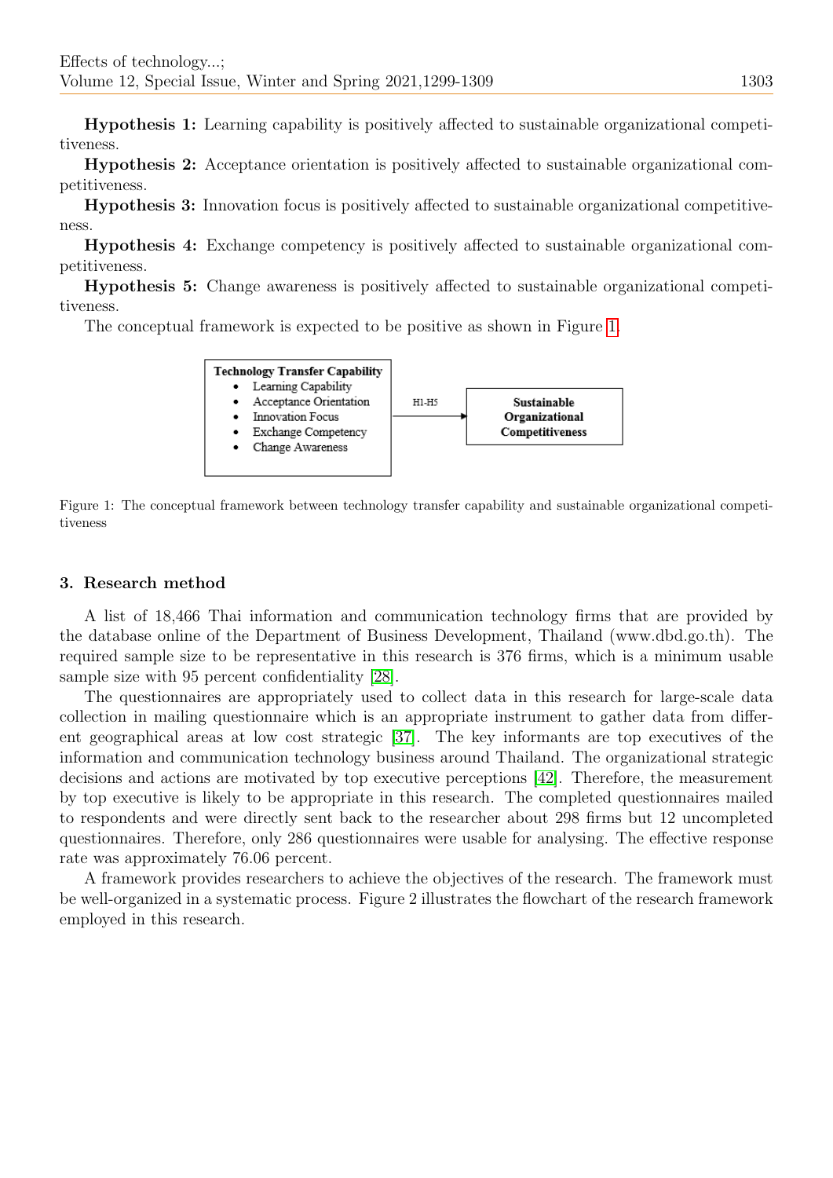**Hypothesis 1:** Learning capability is positively affected to sustainable organizational competitiveness.

**Hypothesis 2:** Acceptance orientation is positively affected to sustainable organizational competitiveness.

**Hypothesis 3:** Innovation focus is positively affected to sustainable organizational competitiveness.

**Hypothesis 4:** Exchange competency is positively affected to sustainable organizational competitiveness.

**Hypothesis 5:** Change awareness is positively affected to sustainable organizational competitiveness.

The conceptual framework is expected to be positive as shown in Figure 1.

**Technology Transfer Capability**
- Learning Capability
- Acceptance Orientation
- Innovation Focus
- Exchange Competency
- Change Awareness

H1-H5 → **Sustainable Organizational Competitiveness**

Figure 1: The conceptual framework between technology transfer capability and sustainable organizational competitiveness

## 3. Research method

A list of 18,466 Thai information and communication technology firms that are provided by the database online of the Department of Business Development, Thailand (www.dbd.go.th). The required sample size to be representative in this research is 376 firms, which is a minimum usable sample size with 95 percent confidentiality [28].

The questionnaires are appropriately used to collect data in this research for large-scale data collection in mailing questionnaire which is an appropriate instrument to gather data from different geographical areas at low cost strategic [37]. The key informants are top executives of the information and communication technology business around Thailand. The organizational strategic decisions and actions are motivated by top executive perceptions [42]. Therefore, the measurement by top executive is likely to be appropriate in this research. The completed questionnaires mailed to respondents and were directly sent back to the researcher about 298 firms but 12 uncompleted questionnaires. Therefore, only 286 questionnaires were usable for analysing. The effective response rate was approximately 76.06 percent.

A framework provides researchers to achieve the objectives of the research. The framework must be well-organized in a systematic process. Figure 2 illustrates the flowchart of the research framework employed in this research.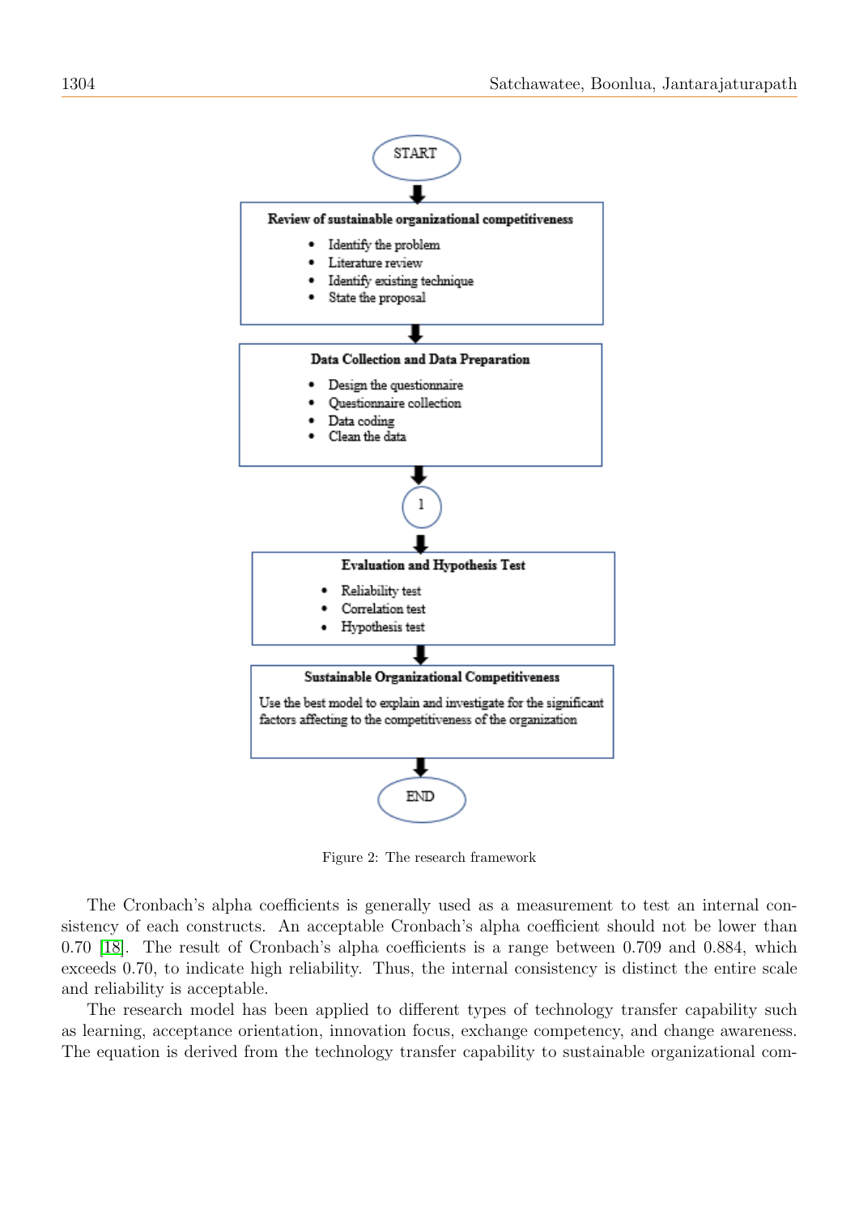START

**Review of sustainable organizational competitiveness**

- Identify the problem
- Literature review
- Identify existing technique
- State the proposal

**Data Collection and Data Preparation**

- Design the questionnaire
- Questionnaire collection
- Data coding
- Clean the data

1

**Evaluation and Hypothesis Test**

- Reliability test
- Correlation test
- Hypothesis test

**Sustainable Organizational Competitiveness**

Use the best model to explain and investigate for the significant factors affecting to the competitiveness of the organization

END

Figure 2: The research framework

The Cronbach's alpha coefficients is generally used as a measurement to test an internal consistency of each constructs. An acceptable Cronbach's alpha coefficient should not be lower than 0.70 [18]. The result of Cronbach's alpha coefficients is a range between 0.709 and 0.884, which exceeds 0.70, to indicate high reliability. Thus, the internal consistency is distinct the entire scale and reliability is acceptable.

The research model has been applied to different types of technology transfer capability such as learning, acceptance orientation, innovation focus, exchange competency, and change awareness. The equation is derived from the technology transfer capability to sustainable organizational com-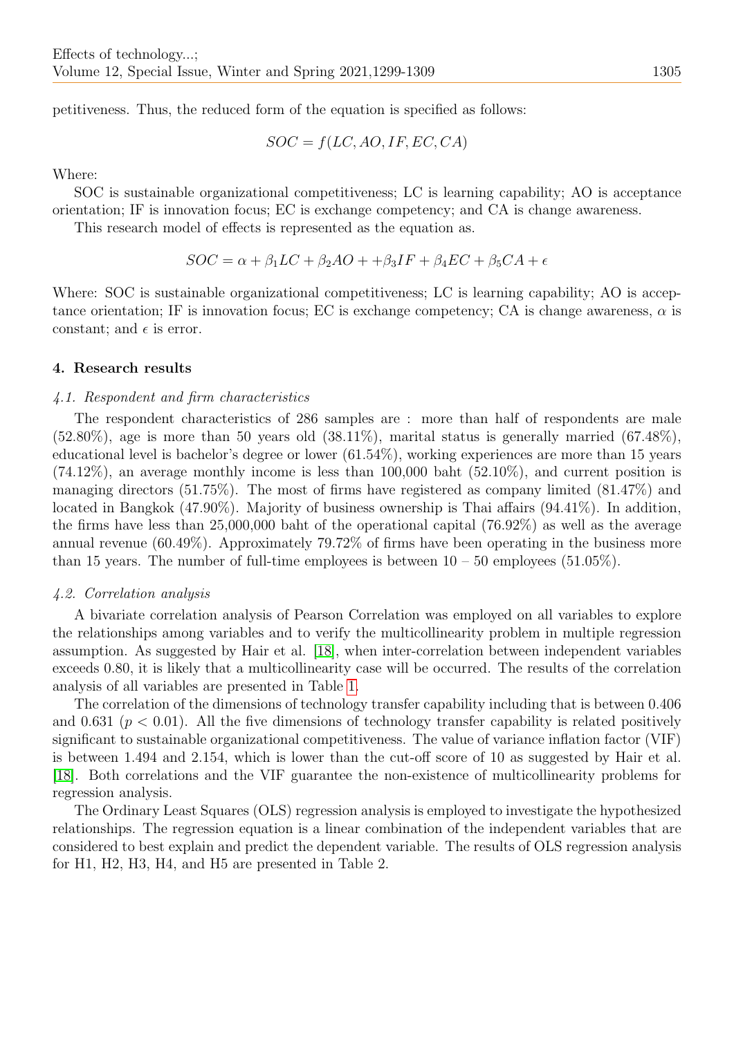petitiveness. Thus, the reduced form of the equation is specified as follows:

$$SOC = f(LC, AO, IF, EC, CA)$$

Where:

SOC is sustainable organizational competitiveness; LC is learning capability; AO is acceptance orientation; IF is innovation focus; EC is exchange competency; and CA is change awareness.

This research model of effects is represented as the equation as.

$$SOC = \alpha + \beta_1 LC + \beta_2 AO + +\beta_3 IF + \beta_4 EC + \beta_5 CA + \epsilon$$

Where: SOC is sustainable organizational competitiveness; LC is learning capability; AO is acceptance orientation; IF is innovation focus; EC is exchange competency; CA is change awareness, $\alpha$ is constant; and $\epsilon$ is error.

## 4. Research results

### *4.1. Respondent and firm characteristics*

The respondent characteristics of 286 samples are : more than half of respondents are male (52.80%), age is more than 50 years old (38.11%), marital status is generally married (67.48%), educational level is bachelor's degree or lower (61.54%), working experiences are more than 15 years (74.12%), an average monthly income is less than 100,000 baht (52.10%), and current position is managing directors (51.75%). The most of firms have registered as company limited (81.47%) and located in Bangkok (47.90%). Majority of business ownership is Thai affairs (94.41%). In addition, the firms have less than 25,000,000 baht of the operational capital (76.92%) as well as the average annual revenue (60.49%). Approximately 79.72% of firms have been operating in the business more than 15 years. The number of full-time employees is between 10 – 50 employees (51.05%).

### *4.2. Correlation analysis*

A bivariate correlation analysis of Pearson Correlation was employed on all variables to explore the relationships among variables and to verify the multicollinearity problem in multiple regression assumption. As suggested by Hair et al. [18], when inter-correlation between independent variables exceeds 0.80, it is likely that a multicollinearity case will be occurred. The results of the correlation analysis of all variables are presented in Table 1.

The correlation of the dimensions of technology transfer capability including that is between 0.406 and 0.631 ($p < 0.01$). All the five dimensions of technology transfer capability is related positively significant to sustainable organizational competitiveness. The value of variance inflation factor (VIF) is between 1.494 and 2.154, which is lower than the cut-off score of 10 as suggested by Hair et al. [18]. Both correlations and the VIF guarantee the non-existence of multicollinearity problems for regression analysis.

The Ordinary Least Squares (OLS) regression analysis is employed to investigate the hypothesized relationships. The regression equation is a linear combination of the independent variables that are considered to best explain and predict the dependent variable. The results of OLS regression analysis for H1, H2, H3, H4, and H5 are presented in Table 2.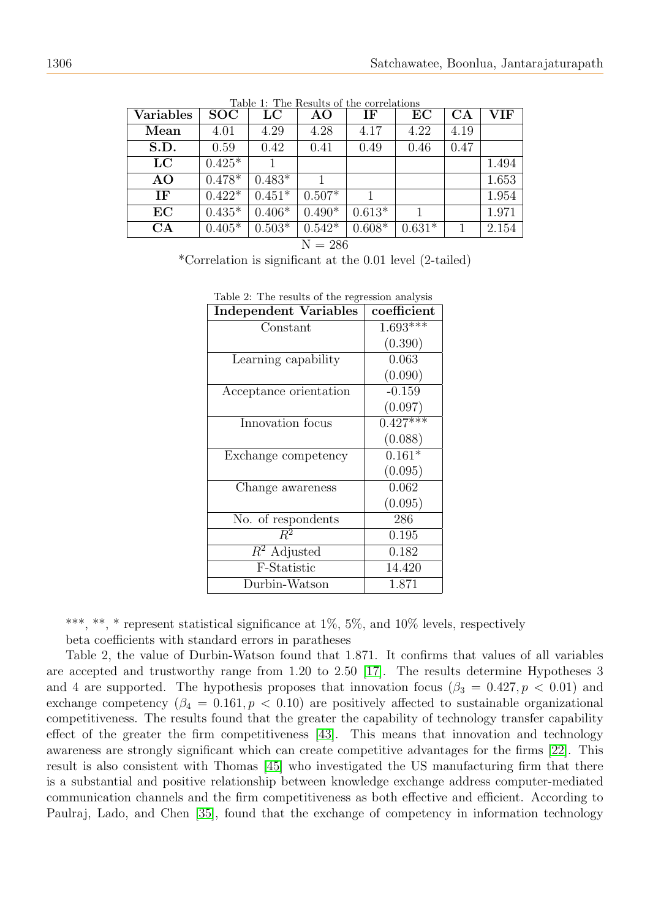Table 1: The Results of the correlations

| Variables | SOC | LC | AO | IF | EC | CA | VIF |
|---|---|---|---|---|---|---|---|
| **Mean** | 4.01 | 4.29 | 4.28 | 4.17 | 4.22 | 4.19 | |
| **S.D.** | 0.59 | 0.42 | 0.41 | 0.49 | 0.46 | 0.47 | |
| **LC** | 0.425* | 1 | | | | | 1.494 |
| **AO** | 0.478* | 0.483* | 1 | | | | 1.653 |
| **IF** | 0.422* | 0.451* | 0.507* | 1 | | | 1.954 |
| **EC** | 0.435* | 0.406* | 0.490* | 0.613* | 1 | | 1.971 |
| **CA** | 0.405* | 0.503* | 0.542* | 0.608* | 0.631* | 1 | 2.154 |

N = 286

*Correlation is significant at the 0.01 level (2-tailed)

Table 2: The results of the regression analysis

| Independent Variables | coefficient |
|---|---|
| Constant | 1.693*** |
| | (0.390) |
| Learning capability | 0.063 |
| | (0.090) |
| Acceptance orientation | -0.159 |
| | (0.097) |
| Innovation focus | 0.427*** |
| | (0.088) |
| Exchange competency | 0.161* |
| | (0.095) |
| Change awareness | 0.062 |
| | (0.095) |
| No. of respondents | 286 |
| $R^2$ | 0.195 |
| $R^2$ Adjusted | 0.182 |
| F-Statistic | 14.420 |
| Durbin-Watson | 1.871 |

***, **, * represent statistical significance at 1%, 5%, and 10% levels, respectively

beta coefficients with standard errors in paratheses

Table 2, the value of Durbin-Watson found that 1.871. It confirms that values of all variables are accepted and trustworthy range from 1.20 to 2.50 [17]. The results determine Hypotheses 3 and 4 are supported. The hypothesis proposes that innovation focus ($\beta_3 = 0.427, p < 0.01$) and exchange competency ($\beta_4 = 0.161, p < 0.10$) are positively affected to sustainable organizational competitiveness. The results found that the greater the capability of technology transfer capability effect of the greater the firm competitiveness [43]. This means that innovation and technology awareness are strongly significant which can create competitive advantages for the firms [22]. This result is also consistent with Thomas [45] who investigated the US manufacturing firm that there is a substantial and positive relationship between knowledge exchange address computer-mediated communication channels and the firm competitiveness as both effective and efficient. According to Paulraj, Lado, and Chen [35], found that the exchange of competency in information technology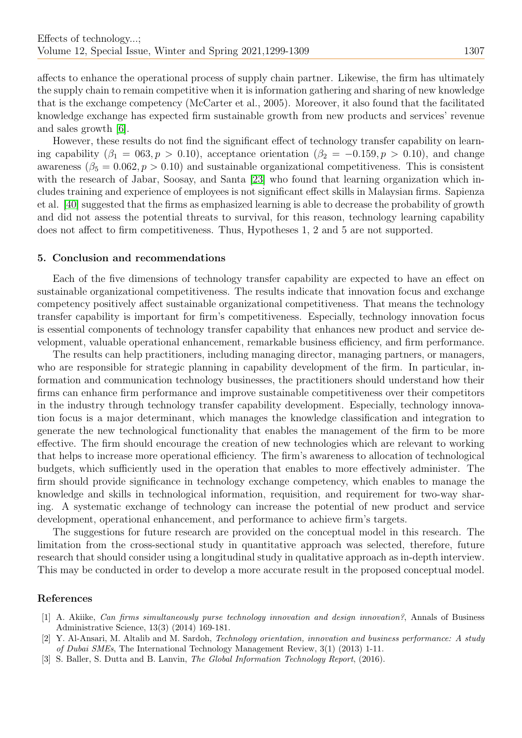affects to enhance the operational process of supply chain partner. Likewise, the firm has ultimately the supply chain to remain competitive when it is information gathering and sharing of new knowledge that is the exchange competency (McCarter et al., 2005). Moreover, it also found that the facilitated knowledge exchange has expected firm sustainable growth from new products and services' revenue and sales growth [6].

However, these results do not find the significant effect of technology transfer capability on learning capability ($\beta_1 = 063, p > 0.10$), acceptance orientation ($\beta_2 = -0.159, p > 0.10$), and change awareness ($\beta_5 = 0.062, p > 0.10$) and sustainable organizational competitiveness. This is consistent with the research of Jabar, Soosay, and Santa [23] who found that learning organization which includes training and experience of employees is not significant effect skills in Malaysian firms. Sapienza et al. [40] suggested that the firms as emphasized learning is able to decrease the probability of growth and did not assess the potential threats to survival, for this reason, technology learning capability does not affect to firm competitiveness. Thus, Hypotheses 1, 2 and 5 are not supported.

## 5. Conclusion and recommendations

Each of the five dimensions of technology transfer capability are expected to have an effect on sustainable organizational competitiveness. The results indicate that innovation focus and exchange competency positively affect sustainable organizational competitiveness. That means the technology transfer capability is important for firm's competitiveness. Especially, technology innovation focus is essential components of technology transfer capability that enhances new product and service development, valuable operational enhancement, remarkable business efficiency, and firm performance.

The results can help practitioners, including managing director, managing partners, or managers, who are responsible for strategic planning in capability development of the firm. In particular, information and communication technology businesses, the practitioners should understand how their firms can enhance firm performance and improve sustainable competitiveness over their competitors in the industry through technology transfer capability development. Especially, technology innovation focus is a major determinant, which manages the knowledge classification and integration to generate the new technological functionality that enables the management of the firm to be more effective. The firm should encourage the creation of new technologies which are relevant to working that helps to increase more operational efficiency. The firm's awareness to allocation of technological budgets, which sufficiently used in the operation that enables to more effectively administer. The firm should provide significance in technology exchange competency, which enables to manage the knowledge and skills in technological information, requisition, and requirement for two-way sharing. A systematic exchange of technology can increase the potential of new product and service development, operational enhancement, and performance to achieve firm's targets.

The suggestions for future research are provided on the conceptual model in this research. The limitation from the cross-sectional study in quantitative approach was selected, therefore, future research that should consider using a longitudinal study in qualitative approach as in-depth interview. This may be conducted in order to develop a more accurate result in the proposed conceptual model.

## References

[1] A. Akiike, *Can firms simultaneously purse technology innovation and design innovation?*, Annals of Business Administrative Science, 13(3) (2014) 169-181.

[2] Y. Al-Ansari, M. Altalib and M. Sardoh, *Technology orientation, innovation and business performance: A study of Dubai SMEs*, The International Technology Management Review, 3(1) (2013) 1-11.

[3] S. Baller, S. Dutta and B. Lanvin, *The Global Information Technology Report*, (2016).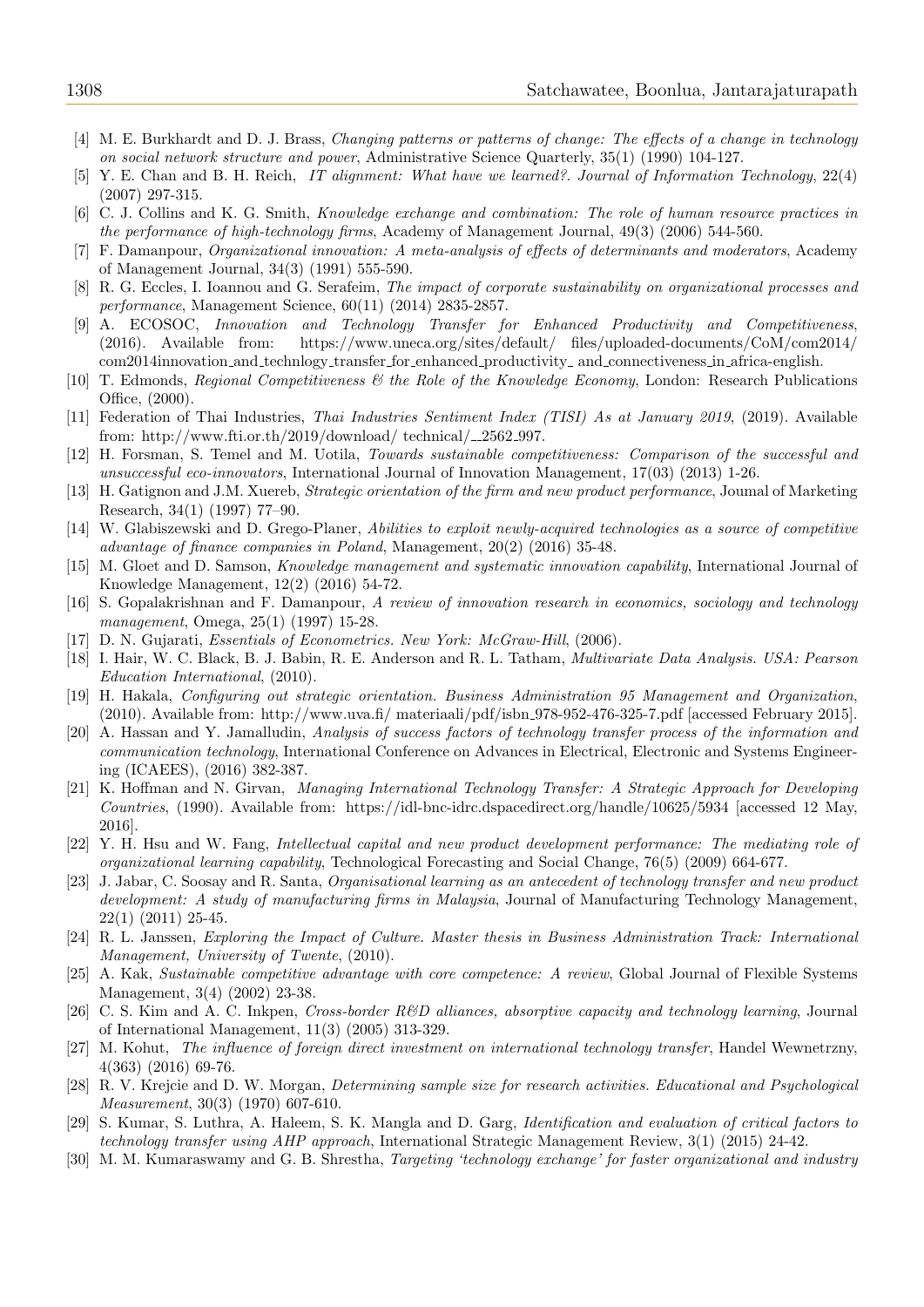[4] M. E. Burkhardt and D. J. Brass, *Changing patterns or patterns of change: The effects of a change in technology on social network structure and power*, Administrative Science Quarterly, 35(1) (1990) 104-127.

[5] Y. E. Chan and B. H. Reich, *IT alignment: What have we learned?. Journal of Information Technology*, 22(4) (2007) 297-315.

[6] C. J. Collins and K. G. Smith, *Knowledge exchange and combination: The role of human resource practices in the performance of high-technology firms*, Academy of Management Journal, 49(3) (2006) 544-560.

[7] F. Damanpour, *Organizational innovation: A meta-analysis of effects of determinants and moderators*, Academy of Management Journal, 34(3) (1991) 555-590.

[8] R. G. Eccles, I. Ioannou and G. Serafeim, *The impact of corporate sustainability on organizational processes and performance*, Management Science, 60(11) (2014) 2835-2857.

[9] A. ECOSOC, *Innovation and Technology Transfer for Enhanced Productivity and Competitiveness*, (2016). Available from: https://www.uneca.org/sites/default/ files/uploaded-documents/CoM/com2014/ com2014innovation_and_technlogy_transfer_for_enhanced_productivity_ and_connectiveness_in_africa-english.

[10] T. Edmonds, *Regional Competitiveness & the Role of the Knowledge Economy*, London: Research Publications Office, (2000).

[11] Federation of Thai Industries, *Thai Industries Sentiment Index (TISI) As at January 2019*, (2019). Available from: http://www.fti.or.th/2019/download/ technical/__2562_997.

[12] H. Forsman, S. Temel and M. Uotila, *Towards sustainable competitiveness: Comparison of the successful and unsuccessful eco-innovators*, International Journal of Innovation Management, 17(03) (2013) 1-26.

[13] H. Gatignon and J.M. Xuereb, *Strategic orientation of the firm and new product performance*, Joumal of Marketing Research, 34(1) (1997) 77–90.

[14] W. Glabiszewski and D. Grego-Planer, *Abilities to exploit newly-acquired technologies as a source of competitive advantage of finance companies in Poland*, Management, 20(2) (2016) 35-48.

[15] M. Gloet and D. Samson, *Knowledge management and systematic innovation capability*, International Journal of Knowledge Management, 12(2) (2016) 54-72.

[16] S. Gopalakrishnan and F. Damanpour, *A review of innovation research in economics, sociology and technology management*, Omega, 25(1) (1997) 15-28.

[17] D. N. Gujarati, *Essentials of Econometrics. New York: McGraw-Hill*, (2006).

[18] I. Hair, W. C. Black, B. J. Babin, R. E. Anderson and R. L. Tatham, *Multivariate Data Analysis. USA: Pearson Education International*, (2010).

[19] H. Hakala, *Configuring out strategic orientation. Business Administration 95 Management and Organization*, (2010). Available from: http://www.uva.fi/ materiaali/pdf/isbn_978-952-476-325-7.pdf [accessed February 2015].

[20] A. Hassan and Y. Jamalludin, *Analysis of success factors of technology transfer process of the information and communication technology*, International Conference on Advances in Electrical, Electronic and Systems Engineering (ICAEES), (2016) 382-387.

[21] K. Hoffman and N. Girvan, *Managing International Technology Transfer: A Strategic Approach for Developing Countries*, (1990). Available from: https://idl-bnc-idrc.dspacedirect.org/handle/10625/5934 [accessed 12 May, 2016].

[22] Y. H. Hsu and W. Fang, *Intellectual capital and new product development performance: The mediating role of organizational learning capability*, Technological Forecasting and Social Change, 76(5) (2009) 664-677.

[23] J. Jabar, C. Soosay and R. Santa, *Organisational learning as an antecedent of technology transfer and new product development: A study of manufacturing firms in Malaysia*, Journal of Manufacturing Technology Management, 22(1) (2011) 25-45.

[24] R. L. Janssen, *Exploring the Impact of Culture. Master thesis in Business Administration Track: International Management, University of Twente*, (2010).

[25] A. Kak, *Sustainable competitive advantage with core competence: A review*, Global Journal of Flexible Systems Management, 3(4) (2002) 23-38.

[26] C. S. Kim and A. C. Inkpen, *Cross-border R&D alliances, absorptive capacity and technology learning*, Journal of International Management, 11(3) (2005) 313-329.

[27] M. Kohut, *The influence of foreign direct investment on international technology transfer*, Handel Wewnetrzny, 4(363) (2016) 69-76.

[28] R. V. Krejcie and D. W. Morgan, *Determining sample size for research activities. Educational and Psychological Measurement*, 30(3) (1970) 607-610.

[29] S. Kumar, S. Luthra, A. Haleem, S. K. Mangla and D. Garg, *Identification and evaluation of critical factors to technology transfer using AHP approach*, International Strategic Management Review, 3(1) (2015) 24-42.

[30] M. M. Kumaraswamy and G. B. Shrestha, *Targeting 'technology exchange' for faster organizational and industry*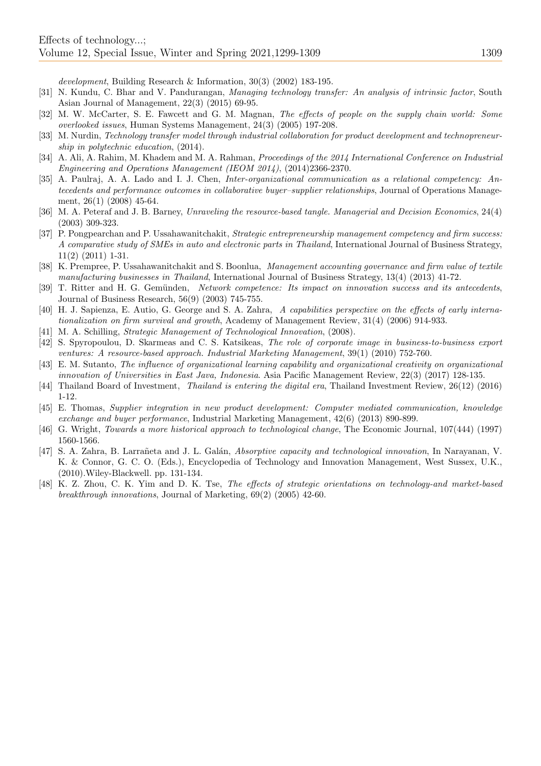*development*, Building Research & Information, 30(3) (2002) 183-195.

[31] N. Kundu, C. Bhar and V. Pandurangan, *Managing technology transfer: An analysis of intrinsic factor*, South Asian Journal of Management, 22(3) (2015) 69-95.

[32] M. W. McCarter, S. E. Fawcett and G. M. Magnan, *The effects of people on the supply chain world: Some overlooked issues*, Human Systems Management, 24(3) (2005) 197-208.

[33] M. Nurdin, *Technology transfer model through industrial collaboration for product development and technopreneurship in polytechnic education*, (2014).

[34] A. Ali, A. Rahim, M. Khadem and M. A. Rahman, *Proceedings of the 2014 International Conference on Industrial Engineering and Operations Management (IEOM 2014)*, (2014)2366-2370.

[35] A. Paulraj, A. A. Lado and I. J. Chen, *Inter-organizational communication as a relational competency: Antecedents and performance outcomes in collaborative buyer–supplier relationships*, Journal of Operations Management, 26(1) (2008) 45-64.

[36] M. A. Peteraf and J. B. Barney, *Unraveling the resource-based tangle. Managerial and Decision Economics*, 24(4) (2003) 309-323.

[37] P. Pongpearchan and P. Ussahawanitchakit, *Strategic entrepreneurship management competency and firm success: A comparative study of SMEs in auto and electronic parts in Thailand*, International Journal of Business Strategy, 11(2) (2011) 1-31.

[38] K. Prempree, P. Ussahawanitchakit and S. Boonlua, *Management accounting governance and firm value of textile manufacturing businesses in Thailand*, International Journal of Business Strategy, 13(4) (2013) 41-72.

[39] T. Ritter and H. G. Gemünden, *Network competence: Its impact on innovation success and its antecedents*, Journal of Business Research, 56(9) (2003) 745-755.

[40] H. J. Sapienza, E. Autio, G. George and S. A. Zahra, *A capabilities perspective on the effects of early internationalization on firm survival and growth*, Academy of Management Review, 31(4) (2006) 914-933.

[41] M. A. Schilling, *Strategic Management of Technological Innovation*, (2008).

[42] S. Spyropoulou, D. Skarmeas and C. S. Katsikeas, *The role of corporate image in business-to-business export ventures: A resource-based approach. Industrial Marketing Management*, 39(1) (2010) 752-760.

[43] E. M. Sutanto, *The influence of organizational learning capability and organizational creativity on organizational innovation of Universities in East Java, Indonesia*. Asia Pacific Management Review, 22(3) (2017) 128-135.

[44] Thailand Board of Investment, *Thailand is entering the digital era*, Thailand Investment Review, 26(12) (2016) 1-12.

[45] E. Thomas, *Supplier integration in new product development: Computer mediated communication, knowledge exchange and buyer performance*, Industrial Marketing Management, 42(6) (2013) 890-899.

[46] G. Wright, *Towards a more historical approach to technological change*, The Economic Journal, 107(444) (1997) 1560-1566.

[47] S. A. Zahra, B. Larrañeta and J. L. Galán, *Absorptive capacity and technological innovation*, In Narayanan, V. K. & Connor, G. C. O. (Eds.), Encyclopedia of Technology and Innovation Management, West Sussex, U.K., (2010).Wiley-Blackwell. pp. 131-134.

[48] K. Z. Zhou, C. K. Yim and D. K. Tse, *The effects of strategic orientations on technology-and market-based breakthrough innovations*, Journal of Marketing, 69(2) (2005) 42-60.